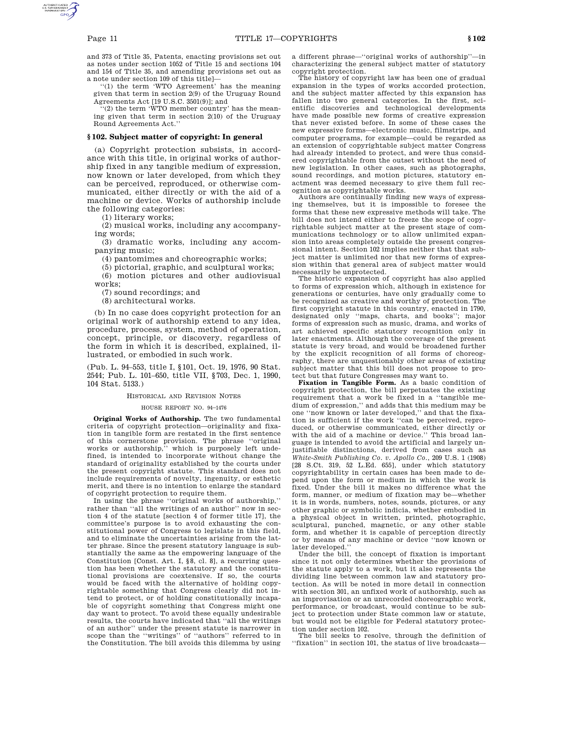and 373 of Title 35, Patents, enacting provisions set out as notes under section 1052 of Title 15 and sections 104 and 154 of Title 35, and amending provisions set out as a note under section 109 of this title]—

''(1) the term 'WTO Agreement' has the meaning given that term in section 2(9) of the Uruguay Round Agreements Act [19 U.S.C. 3501(9)]; and

''(2) the term 'WTO member country' has the meaning given that term in section 2(10) of the Uruguay Round Agreements Act.''

## § 102. Subject matter of copyright: In general

(a) Copyright protection subsists, in accordance with this title, in original works of authorship fixed in any tangible medium of expression, now known or later developed, from which they can be perceived, reproduced, or otherwise communicated, either directly or with the aid of a machine or device. Works of authorship include the following categories:

(1) literary works;

(2) musical works, including any accompanying words;

(3) dramatic works, including any accompanying music;

(4) pantomimes and choreographic works;

(5) pictorial, graphic, and sculptural works;

(6) motion pictures and other audiovisual works;

(7) sound recordings; and

(8) architectural works.

(b) In no case does copyright protection for an original work of authorship extend to any idea, procedure, process, system, method of operation, concept, principle, or discovery, regardless of the form in which it is described, explained, illustrated, or embodied in such work.

(Pub. L. 94–553, title I, § 101, Oct. 19, 1976, 90 Stat. 2544; Pub. L. 101–650, title VII, § 703, Dec. 1, 1990, 104 Stat. 5133.)

### HISTORICAL AND REVISION NOTES

#### HOUSE REPORT NO. 94–1476

**Original Works of Authorship.** The two fundamental criteria of copyright protection—originality and fixation in tangible form are restated in the first sentence of this cornerstone provision. The phrase ''original works or authorship,'' which is purposely left undefined, is intended to incorporate without change the standard of originality established by the courts under the present copyright statute. This standard does not include requirements of novelty, ingenuity, or esthetic merit, and there is no intention to enlarge the standard of copyright protection to require them.

In using the phrase ''original works of authorship,'' rather than ''all the writings of an author'' now in section 4 of the statute [section 4 of former title 17], the committee's purpose is to avoid exhausting the constitutional power of Congress to legislate in this field, and to eliminate the uncertainties arising from the latter phrase. Since the present statutory language is substantially the same as the empowering language of the Constitution [Const. Art. I, § 8, cl. 8], a recurring question has been whether the statutory and the constitutional provisions are coextensive. If so, the courts would be faced with the alternative of holding copyrightable something that Congress clearly did not intend to protect, or of holding constitutionally incapable of copyright something that Congress might one day want to protect. To avoid these equally undesirable results, the courts have indicated that ''all the writings of an author'' under the present statute is narrower in scope than the ''writings'' of ''authors'' referred to in the Constitution. The bill avoids this dilemma by using a different phrase—''original works of authorship''—in characterizing the general subject matter of statutory copyright protection.

The history of copyright law has been one of gradual expansion in the types of works accorded protection, and the subject matter affected by this expansion has fallen into two general categories. In the first, scientific discoveries and technological developments have made possible new forms of creative expression that never existed before. In some of these cases the new expressive forms—electronic music, filmstrips, and computer programs, for example—could be regarded as an extension of copyrightable subject matter Congress had already intended to protect, and were thus considered copyrightable from the outset without the need of new legislation. In other cases, such as photographs, sound recordings, and motion pictures, statutory enactment was deemed necessary to give them full recognition as copyrightable works.

Authors are continually finding new ways of expressing themselves, but it is impossible to foresee the forms that these new expressive methods will take. The bill does not intend either to freeze the scope of copyrightable subject matter at the present stage of communications technology or to allow unlimited expansion into areas completely outside the present congressional intent. Section 102 implies neither that that subject matter is unlimited nor that new forms of expression within that general area of subject matter would necessarily be unprotected.

The historic expansion of copyright has also applied to forms of expression which, although in existence for generations or centuries, have only gradually come to be recognized as creative and worthy of protection. The first copyright statute in this country, enacted in 1790, designated only ''maps, charts, and books''; major forms of expression such as music, drama, and works of art achieved specific statutory recognition only in later enactments. Although the coverage of the present statute is very broad, and would be broadened further by the explicit recognition of all forms of choreography, there are unquestionably other areas of existing subject matter that this bill does not propose to protect but that future Congresses may want to.

**Fixation in Tangible Form.** As a basic condition of copyright protection, the bill perpetuates the existing requirement that a work be fixed in a ''tangible medium of expression,'' and adds that this medium may be one ''now known or later developed,'' and that the fixation is sufficient if the work ''can be perceived, reproduced, or otherwise communicated, either directly or with the aid of a machine or device.'' This broad language is intended to avoid the artificial and largely unjustifiable distinctions, derived from cases such as *White-Smith Publishing Co. v. Apollo Co.*, 209 U.S. 1 (1908) [28 S.Ct. 319, 52 L.Ed. 655], under which statutory copyrightability in certain cases has been made to depend upon the form or medium in which the work is fixed. Under the bill it makes no difference what the form, manner, or medium of fixation may be—whether it is in words, numbers, notes, sounds, pictures, or any other graphic or symbolic indicia, whether embodied in a physical object in written, printed, photographic, sculptural, punched, magnetic, or any other stable form, and whether it is capable of perception directly or by means of any machine or device ''now known or later developed.''

Under the bill, the concept of fixation is important since it not only determines whether the provisions of the statute apply to a work, but it also represents the dividing line between common law and statutory protection. As will be noted in more detail in connection with section 301, an unfixed work of authorship, such as an improvisation or an unrecorded choreographic work, performance, or broadcast, would continue to be subject to protection under State common law or statute, but would not be eligible for Federal statutory protection under section 102.

The bill seeks to resolve, through the definition of ''fixation'' in section 101, the status of live broadcasts—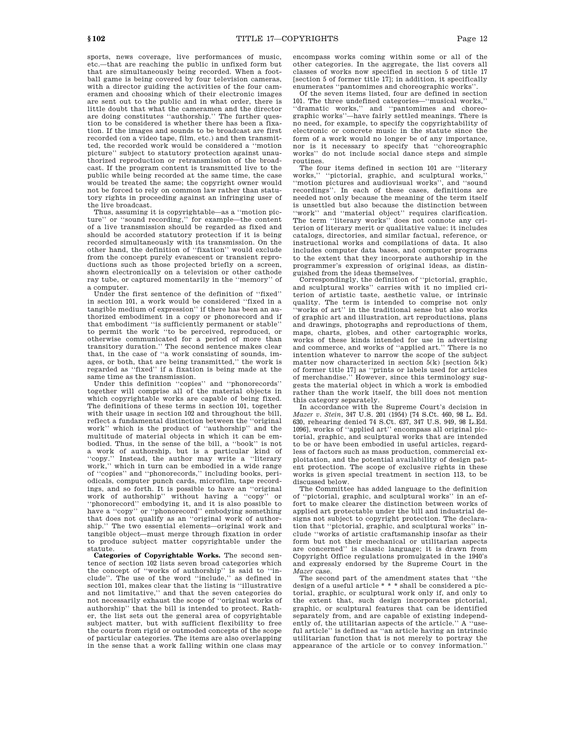sports, news coverage, live performances of music, etc.—that are reaching the public in unfixed form but that are simultaneously being recorded. When a football game is being covered by four television cameras, with a director guiding the activities of the four cameramen and choosing which of their electronic images are sent out to the public and in what order, there is little doubt that what the cameramen and the director are doing constitutes ''authorship.'' The further question to be considered is whether there has been a fixation. If the images and sounds to be broadcast are first recorded (on a video tape, film, etc.) and then transmitted, the recorded work would be considered a ''motion picture'' subject to statutory protection against unauthorized reproduction or retransmission of the broadcast. If the program content is transmitted live to the public while being recorded at the same time, the case would be treated the same; the copyright owner would not be forced to rely on common law rather than statutory rights in proceeding against an infringing user of the live broadcast.

Thus, assuming it is copyrightable—as a ''motion picture'' or ''sound recording,'' for example—the content of a live transmission should be regarded as fixed and should be accorded statutory protection if it is being recorded simultaneously with its transmission. On the other hand, the definition of ''fixation'' would exclude from the concept purely evanescent or transient reproductions such as those projected briefly on a screen, shown electronically on a television or other cathode ray tube, or captured momentarily in the ''memory'' of a computer.

Under the first sentence of the definition of ''fixed'' in section 101, a work would be considered ''fixed in a tangible medium of expression'' if there has been an authorized embodiment in a copy or phonorecord and if that embodiment ''is sufficiently permanent or stable'' to permit the work ''to be perceived, reproduced, or otherwise communicated for a period of more than transitory duration.'' The second sentence makes clear that, in the case of ''a work consisting of sounds, images, or both, that are being transmitted,'' the work is regarded as ''fixed'' if a fixation is being made at the same time as the transmission.

Under this definition ''copies'' and ''phonorecords'' together will comprise all of the material objects in which copyrightable works are capable of being fixed. The definitions of these terms in section 101, together with their usage in section 102 and throughout the bill, reflect a fundamental distinction between the ''original work'' which is the product of ''authorship'' and the multitude of material objects in which it can be embodied. Thus, in the sense of the bill, a ''book'' is not a work of authorship, but is a particular kind of ''copy.'' Instead, the author may write a ''literary work,'' which in turn can be embodied in a wide range of ''copies'' and ''phonorecords,'' including books, periodicals, computer punch cards, microfilm, tape recordings, and so forth. It is possible to have an ''original work of authorship'' without having a ''copy'' or ''phonorecord'' embodying it, and it is also possible to have a ''copy'' or ''phonorecord'' embodying something that does not qualify as an ''original work of authorship.'' The two essential elements—original work and tangible object—must merge through fixation in order to produce subject matter copyrightable under the statute.

**Categories of Copyrightable Works.** The second sentence of section 102 lists seven broad categories which the concept of ''works of authorship'' is said to ''include''. The use of the word ''include,'' as defined in section 101, makes clear that the listing is ''illustrative and not limitative,'' and that the seven categories do not necessarily exhaust the scope of ''original works of authorship'' that the bill is intended to protect. Rather, the list sets out the general area of copyrightable subject matter, but with sufficient flexibility to free the courts from rigid or outmoded concepts of the scope of particular categories. The items are also overlapping in the sense that a work falling within one class may encompass works coming within some or all of the other categories. In the aggregate, the list covers all classes of works now specified in section 5 of title 17 [section 5 of former title 17]; in addition, it specifically enumerates ''pantomimes and choreographic works''.

Of the seven items listed, four are defined in section 101. The three undefined categories—''musical works,'' ''dramatic works,'' and ''pantomimes and choreographic works''—have fairly settled meanings. There is no need, for example, to specify the copyrightability of electronic or concrete music in the statute since the form of a work would no longer be of any importance, nor is it necessary to specify that ''choreographic works'' do not include social dance steps and simple routines.

The four items defined in section 101 are ''literary works,'' ''pictorial, graphic, and sculptural works,'' ''motion pictures and audiovisual works'', and ''sound recordings''. In each of these cases, definitions are needed not only because the meaning of the term itself is unsettled but also because the distinction between ''work'' and ''material object'' requires clarification. The term ''literary works'' does not connote any criterion of literary merit or qualitative value: it includes catalogs, directories, and similar factual, reference, or instructional works and compilations of data. It also includes computer data bases, and computer programs to the extent that they incorporate authorship in the programmer's expression of original ideas, as distinguished from the ideas themselves.

Correspondingly, the definition of ''pictorial, graphic, and sculptural works'' carries with it no implied criterion of artistic taste, aesthetic value, or intrinsic quality. The term is intended to comprise not only ''works of art'' in the traditional sense but also works of graphic art and illustration, art reproductions, plans and drawings, photographs and reproductions of them, maps, charts, globes, and other cartographic works, works of these kinds intended for use in advertising and commerce, and works of ''applied art.'' There is no intention whatever to narrow the scope of the subject matter now characterized in section 5(k) [section 5(k) of former title 17] as ''prints or labels used for articles of merchandise.'' However, since this terminology suggests the material object in which a work is embodied rather than the work itself, the bill does not mention this category separately.

In accordance with the Supreme Court's decision in *Mazer v. Stein*, 347 U.S. 201 (1954) [74 S.Ct. 460, 98 L. Ed. 630, rehearing denied 74 S.Ct. 637, 347 U.S. 949, 98 L.Ed. 1096], works of ''applied art'' encompass all original pictorial, graphic, and sculptural works that are intended to be or have been embodied in useful articles, regardless of factors such as mass production, commercial exploitation, and the potential availability of design patent protection. The scope of exclusive rights in these works is given special treatment in section 113, to be discussed below.

The Committee has added language to the definition of ''pictorial, graphic, and sculptural works'' in an effort to make clearer the distinction between works of applied art protectable under the bill and industrial designs not subject to copyright protection. The declaration that ''pictorial, graphic, and sculptural works'' include ''works of artistic craftsmanship insofar as their form but not their mechanical or utilitarian aspects are concerned'' is classic language; it is drawn from Copyright Office regulations promulgated in the 1940's and expressly endorsed by the Supreme Court in the *Mazer* case.

The second part of the amendment states that ''the design of a useful article * * * shall be considered a pictorial, graphic, or sculptural work only if, and only to the extent that, such design incorporates pictorial, graphic, or sculptural features that can be identified separately from, and are capable of existing independently of, the utilitarian aspects of the article.'' A ''useful article'' is defined as ''an article having an intrinsic utilitarian function that is not merely to portray the appearance of the article or to convey information.''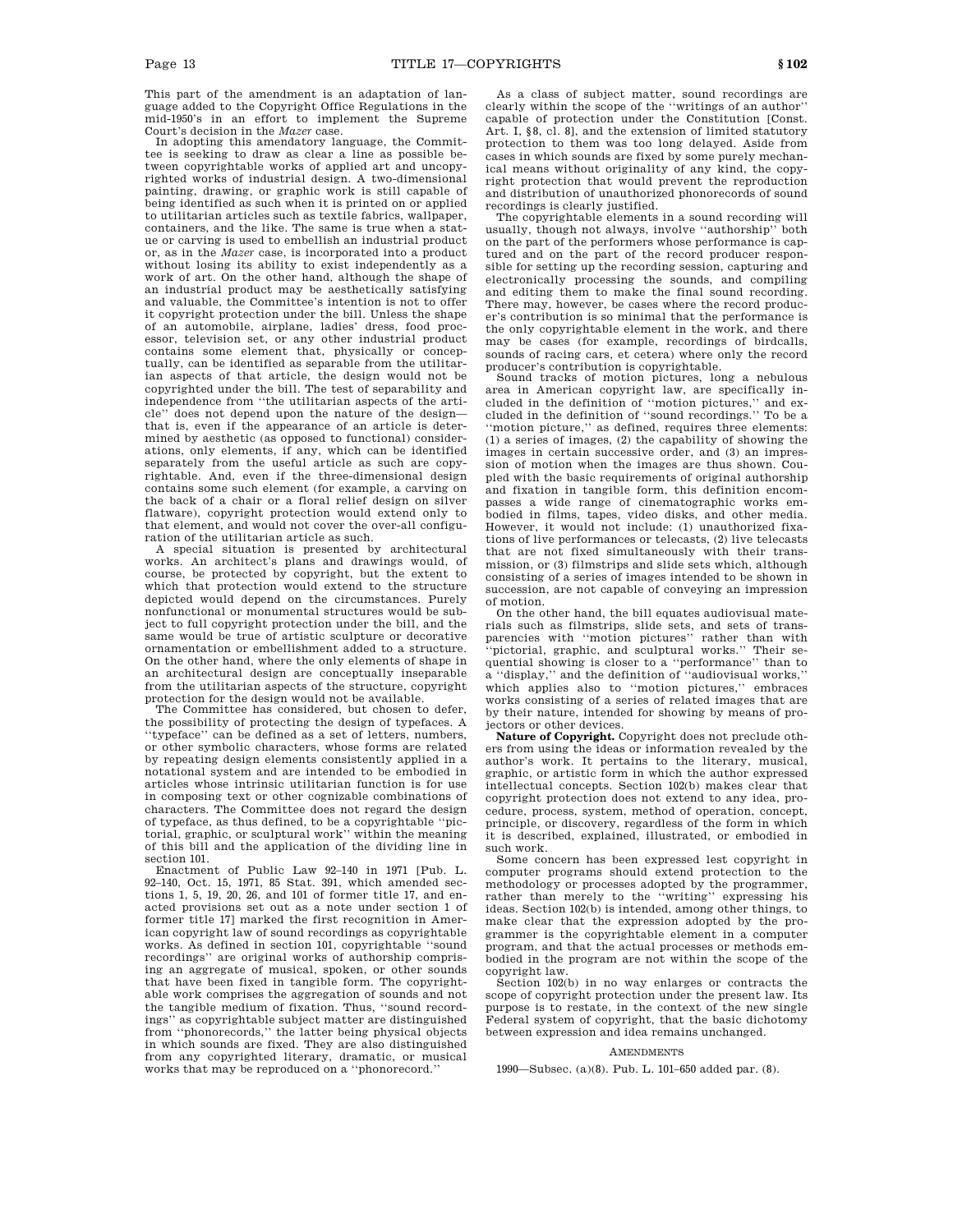This part of the amendment is an adaptation of language added to the Copyright Office Regulations in the mid-1950's in an effort to implement the Supreme Court's decision in the *Mazer* case.

In adopting this amendatory language, the Committee is seeking to draw as clear a line as possible between copyrightable works of applied art and uncopyrighted works of industrial design. A two-dimensional painting, drawing, or graphic work is still capable of being identified as such when it is printed on or applied to utilitarian articles such as textile fabrics, wallpaper, containers, and the like. The same is true when a statue or carving is used to embellish an industrial product or, as in the *Mazer* case, is incorporated into a product without losing its ability to exist independently as a work of art. On the other hand, although the shape of an industrial product may be aesthetically satisfying and valuable, the Committee's intention is not to offer it copyright protection under the bill. Unless the shape of an automobile, airplane, ladies' dress, food processor, television set, or any other industrial product contains some element that, physically or conceptually, can be identified as separable from the utilitarian aspects of that article, the design would not be copyrighted under the bill. The test of separability and independence from "the utilitarian aspects of the article" does not depend upon the nature of the design—that is, even if the appearance of an article is determined by aesthetic (as opposed to functional) considerations, only elements, if any, which can be identified separately from the useful article as such are copyrightable. And, even if the three-dimensional design contains some such element (for example, a carving on the back of a chair or a floral relief design on silver flatware), copyright protection would extend only to that element, and would not cover the over-all configuration of the utilitarian article as such.

A special situation is presented by architectural works. An architect's plans and drawings would, of course, be protected by copyright, but the extent to which that protection would extend to the structure depicted would depend on the circumstances. Purely nonfunctional or monumental structures would be subject to full copyright protection under the bill, and the same would be true of artistic sculpture or decorative ornamentation or embellishment added to a structure. On the other hand, where the only elements of shape in an architectural design are conceptually inseparable from the utilitarian aspects of the structure, copyright protection for the design would not be available.

The Committee has considered, but chosen to defer, the possibility of protecting the design of typefaces. A "typeface" can be defined as a set of letters, numbers, or other symbolic characters, whose forms are related by repeating design elements consistently applied in a notational system and are intended to be embodied in articles whose intrinsic utilitarian function is for use in composing text or other cognizable combinations of characters. The Committee does not regard the design of typeface, as thus defined, to be a copyrightable "pictorial, graphic, or sculptural work" within the meaning of this bill and the application of the dividing line in section 101.

Enactment of Public Law 92–140 in 1971 [Pub. L. 92–140, Oct. 15, 1971, 85 Stat. 391, which amended sections 1, 5, 19, 20, 26, and 101 of former title 17, and enacted provisions set out as a note under section 1 of former title 17] marked the first recognition in American copyright law of sound recordings as copyrightable works. As defined in section 101, copyrightable "sound recordings" are original works of authorship comprising an aggregate of musical, spoken, or other sounds that have been fixed in tangible form. The copyrightable work comprises the aggregation of sounds and not the tangible medium of fixation. Thus, "sound recordings" as copyrightable subject matter are distinguished from "phonorecords," the latter being physical objects in which sounds are fixed. They are also distinguished from any copyrighted literary, dramatic, or musical works that may be reproduced on a "phonorecord."

As a class of subject matter, sound recordings are clearly within the scope of the "writings of an author" capable of protection under the Constitution [Const. Art. I, §8, cl. 8], and the extension of limited statutory protection to them was too long delayed. Aside from cases in which sounds are fixed by some purely mechanical means without originality of any kind, the copyright protection that would prevent the reproduction and distribution of unauthorized phonorecords of sound recordings is clearly justified.

The copyrightable elements in a sound recording will usually, though not always, involve "authorship" both on the part of the performers whose performance is captured and on the part of the record producer responsible for setting up the recording session, capturing and electronically processing the sounds, and compiling and editing them to make the final sound recording. There may, however, be cases where the record producer's contribution is so minimal that the performance is the only copyrightable element in the work, and there may be cases (for example, recordings of birdcalls, sounds of racing cars, et cetera) where only the record producer's contribution is copyrightable.

Sound tracks of motion pictures, long a nebulous area in American copyright law, are specifically included in the definition of "motion pictures," and excluded in the definition of "sound recordings." To be a "motion picture," as defined, requires three elements: (1) a series of images, (2) the capability of showing the images in certain successive order, and (3) an impression of motion when the images are thus shown. Coupled with the basic requirements of original authorship and fixation in tangible form, this definition encompasses a wide range of cinematographic works embodied in films, tapes, video disks, and other media. However, it would not include: (1) unauthorized fixations of live performances or telecasts, (2) live telecasts that are not fixed simultaneously with their transmission, or (3) filmstrips and slide sets which, although consisting of a series of images intended to be shown in succession, are not capable of conveying an impression of motion.

On the other hand, the bill equates audiovisual materials such as filmstrips, slide sets, and sets of transparencies with "motion pictures" rather than with "pictorial, graphic, and sculptural works." Their sequential showing is closer to a "performance" than to a "display," and the definition of "audiovisual works," which applies also to "motion pictures," embraces works consisting of a series of related images that are by their nature, intended for showing by means of projectors or other devices.

**Nature of Copyright.** Copyright does not preclude others from using the ideas or information revealed by the author's work. It pertains to the literary, musical, graphic, or artistic form in which the author expressed intellectual concepts. Section 102(b) makes clear that copyright protection does not extend to any idea, procedure, process, system, method of operation, concept, principle, or discovery, regardless of the form in which it is described, explained, illustrated, or embodied in such work.

Some concern has been expressed lest copyright in computer programs should extend protection to the methodology or processes adopted by the programmer, rather than merely to the "writing" expressing his ideas. Section 102(b) is intended, among other things, to make clear that the expression adopted by the programmer is the copyrightable element in a computer program, and that the actual processes or methods embodied in the program are not within the scope of the copyright law.

Section 102(b) in no way enlarges or contracts the scope of copyright protection under the present law. Its purpose is to restate, in the context of the new single Federal system of copyright, that the basic dichotomy between expression and idea remains unchanged.

## AMENDMENTS

1990—Subsec. (a)(8). Pub. L. 101–650 added par. (8).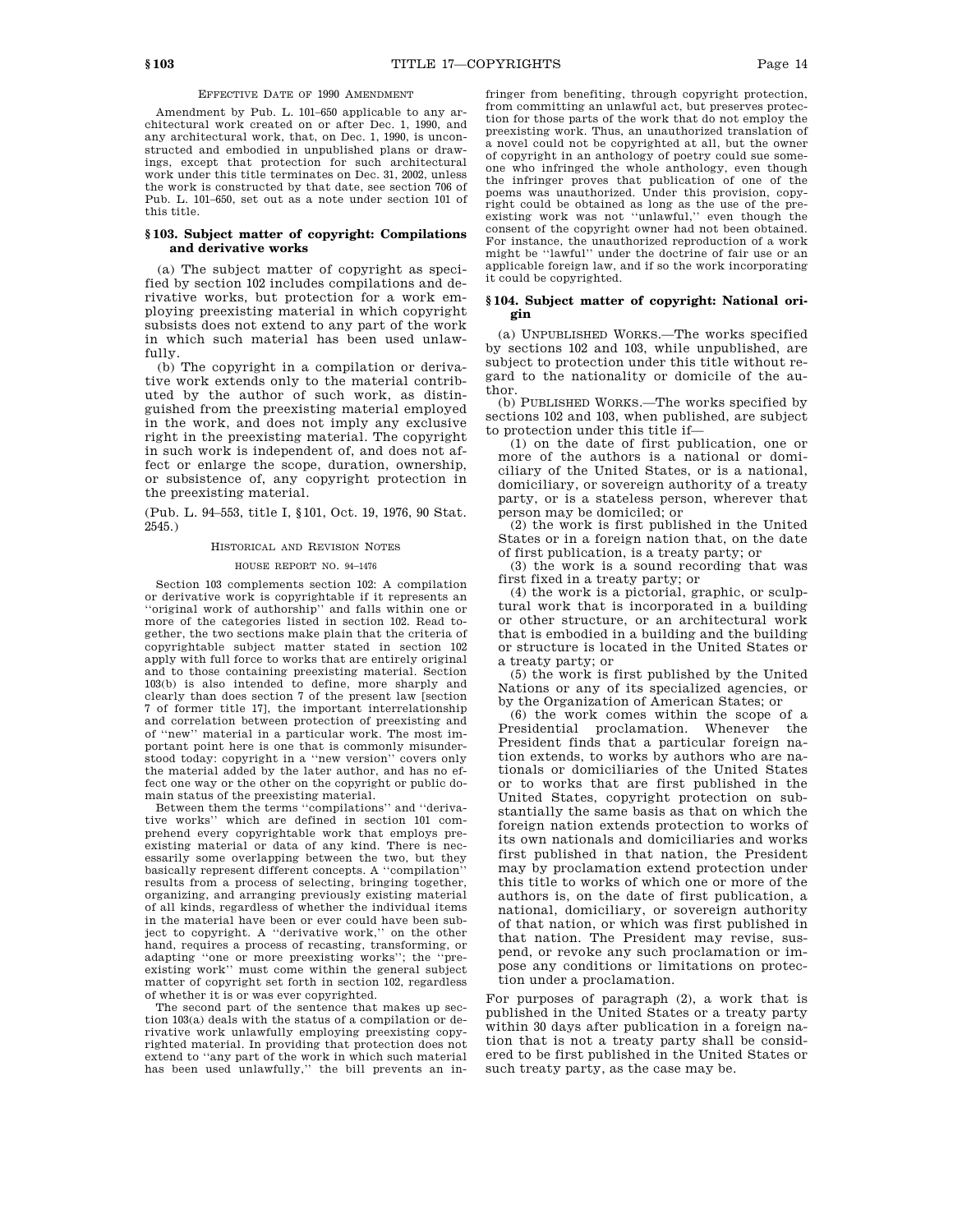EFFECTIVE DATE OF 1990 AMENDMENT

Amendment by Pub. L. 101–650 applicable to any architectural work created on or after Dec. 1, 1990, and any architectural work, that, on Dec. 1, 1990, is unconstructed and embodied in unpublished plans or drawings, except that protection for such architectural work under this title terminates on Dec. 31, 2002, unless the work is constructed by that date, see section 706 of Pub. L. 101–650, set out as a note under section 101 of this title.

## § 103. Subject matter of copyright: Compilations and derivative works

(a) The subject matter of copyright as specified by section 102 includes compilations and derivative works, but protection for a work employing preexisting material in which copyright subsists does not extend to any part of the work in which such material has been used unlawfully.

(b) The copyright in a compilation or derivative work extends only to the material contributed by the author of such work, as distinguished from the preexisting material employed in the work, and does not imply any exclusive right in the preexisting material. The copyright in such work is independent of, and does not affect or enlarge the scope, duration, ownership, or subsistence of, any copyright protection in the preexisting material.

(Pub. L. 94–553, title I, § 101, Oct. 19, 1976, 90 Stat. 2545.)

HISTORICAL AND REVISION NOTES

HOUSE REPORT NO. 94–1476

Section 103 complements section 102: A compilation or derivative work is copyrightable if it represents an ''original work of authorship'' and falls within one or more of the categories listed in section 102. Read together, the two sections make plain that the criteria of copyrightable subject matter stated in section 102 apply with full force to works that are entirely original and to those containing preexisting material. Section 103(b) is also intended to define, more sharply and clearly than does section 7 of the present law [section 7 of former title 17], the important interrelationship and correlation between protection of preexisting and of ''new'' material in a particular work. The most important point here is one that is commonly misunderstood today: copyright in a ''new version'' covers only the material added by the later author, and has no effect one way or the other on the copyright or public domain status of the preexisting material.

Between them the terms ''compilations'' and ''derivative works'' which are defined in section 101 comprehend every copyrightable work that employs preexisting material or data of any kind. There is necessarily some overlapping between the two, but they basically represent different concepts. A ''compilation'' results from a process of selecting, bringing together, organizing, and arranging previously existing material of all kinds, regardless of whether the individual items in the material have been or ever could have been subject to copyright. A ''derivative work,'' on the other hand, requires a process of recasting, transforming, or adapting ''one or more preexisting works''; the ''preexisting work'' must come within the general subject matter of copyright set forth in section 102, regardless of whether it is or was ever copyrighted.

The second part of the sentence that makes up section 103(a) deals with the status of a compilation or derivative work unlawfully employing preexisting copyrighted material. In providing that protection does not extend to ''any part of the work in which such material has been used unlawfully,'' the bill prevents an infringer from benefiting, through copyright protection, from committing an unlawful act, but preserves protection for those parts of the work that do not employ the preexisting work. Thus, an unauthorized translation of a novel could not be copyrighted at all, but the owner of copyright in an anthology of poetry could sue someone who infringed the whole anthology, even though the infringer proves that publication of one of the poems was unauthorized. Under this provision, copyright could be obtained as long as the use of the preexisting work was not ''unlawful,'' even though the consent of the copyright owner had not been obtained. For instance, the unauthorized reproduction of a work might be ''lawful'' under the doctrine of fair use or an applicable foreign law, and if so the work incorporating it could be copyrighted.

## § 104. Subject matter of copyright: National origin

(a) UNPUBLISHED WORKS.—The works specified by sections 102 and 103, while unpublished, are subject to protection under this title without regard to the nationality or domicile of the author.

(b) PUBLISHED WORKS.—The works specified by sections 102 and 103, when published, are subject to protection under this title if—

(1) on the date of first publication, one or more of the authors is a national or domiciliary of the United States, or is a national, domiciliary, or sovereign authority of a treaty party, or is a stateless person, wherever that person may be domiciled; or

(2) the work is first published in the United States or in a foreign nation that, on the date of first publication, is a treaty party; or

(3) the work is a sound recording that was first fixed in a treaty party; or

(4) the work is a pictorial, graphic, or sculptural work that is incorporated in a building or other structure, or an architectural work that is embodied in a building and the building or structure is located in the United States or a treaty party; or

(5) the work is first published by the United Nations or any of its specialized agencies, or by the Organization of American States; or

(6) the work comes within the scope of a Presidential proclamation. Whenever the President finds that a particular foreign nation extends, to works by authors who are nationals or domiciliaries of the United States or to works that are first published in the United States, copyright protection on substantially the same basis as that on which the foreign nation extends protection to works of its own nationals and domiciliaries and works first published in that nation, the President may by proclamation extend protection under this title to works of which one or more of the authors is, on the date of first publication, a national, domiciliary, or sovereign authority of that nation, or which was first published in that nation. The President may revise, suspend, or revoke any such proclamation or impose any conditions or limitations on protection under a proclamation.

For purposes of paragraph (2), a work that is published in the United States or a treaty party within 30 days after publication in a foreign nation that is not a treaty party shall be considered to be first published in the United States or such treaty party, as the case may be.